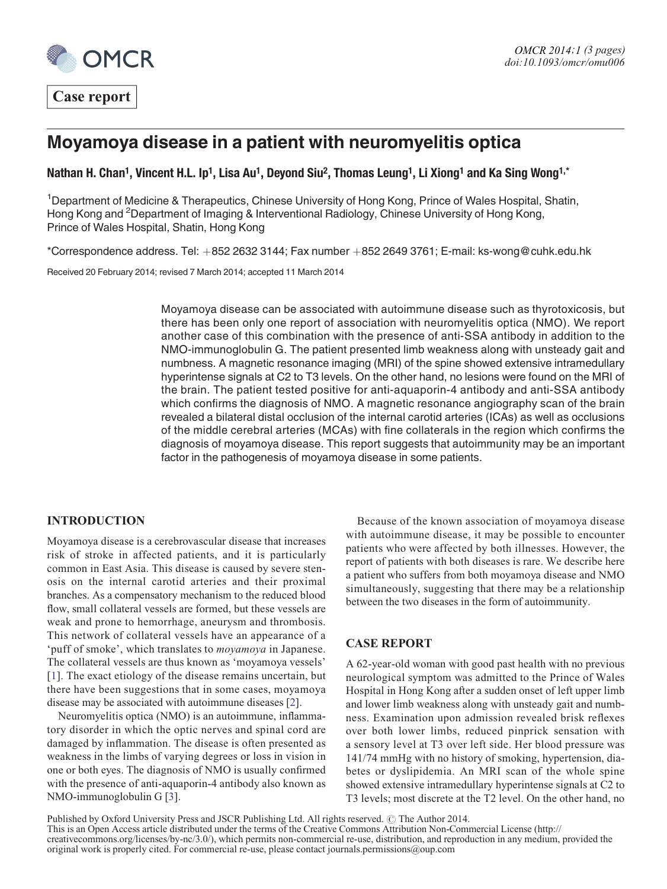Case report

# Moyamoya disease in a patient with neuromyelitis optica

**Nathan H. Chan[1], Vincent H.L. Ip[1], Lisa Au[1], Deyond Siu[2], Thomas Leung[1], Li Xiong[1] and Ka Sing Wong[1,*]**

[1]Department of Medicine & Therapeutics, Chinese University of Hong Kong, Prince of Wales Hospital, Shatin, Hong Kong and [2]Department of Imaging & Interventional Radiology, Chinese University of Hong Kong, Prince of Wales Hospital, Shatin, Hong Kong

*Correspondence address. Tel: +852 2632 3144; Fax number +852 2649 3761; E-mail: ks-wong@cuhk.edu.hk

Received 20 February 2014; revised 7 March 2014; accepted 11 March 2014

Moyamoya disease can be associated with autoimmune disease such as thyrotoxicosis, but there has been only one report of association with neuromyelitis optica (NMO). We report another case of this combination with the presence of anti-SSA antibody in addition to the NMO-immunoglobulin G. The patient presented limb weakness along with unsteady gait and numbness. A magnetic resonance imaging (MRI) of the spine showed extensive intramedullary hyperintense signals at C2 to T3 levels. On the other hand, no lesions were found on the MRI of the brain. The patient tested positive for anti-aquaporin-4 antibody and anti-SSA antibody which confirms the diagnosis of NMO. A magnetic resonance angiography scan of the brain revealed a bilateral distal occlusion of the internal carotid arteries (ICAs) as well as occlusions of the middle cerebral arteries (MCAs) with fine collaterals in the region which confirms the diagnosis of moyamoya disease. This report suggests that autoimmunity may be an important factor in the pathogenesis of moyamoya disease in some patients.

## INTRODUCTION

Moyamoya disease is a cerebrovascular disease that increases risk of stroke in affected patients, and it is particularly common in East Asia. This disease is caused by severe stenosis on the internal carotid arteries and their proximal branches. As a compensatory mechanism to the reduced blood flow, small collateral vessels are formed, but these vessels are weak and prone to hemorrhage, aneurysm and thrombosis. This network of collateral vessels have an appearance of a 'puff of smoke', which translates to *moyamoya* in Japanese. The collateral vessels are thus known as 'moyamoya vessels' [1]. The exact etiology of the disease remains uncertain, but there have been suggestions that in some cases, moyamoya disease may be associated with autoimmune diseases [2].

Neuromyelitis optica (NMO) is an autoimmune, inflammatory disorder in which the optic nerves and spinal cord are damaged by inflammation. The disease is often presented as weakness in the limbs of varying degrees or loss in vision in one or both eyes. The diagnosis of NMO is usually confirmed with the presence of anti-aquaporin-4 antibody also known as NMO-immunoglobulin G [3].

Because of the known association of moyamoya disease with autoimmune disease, it may be possible to encounter patients who were affected by both illnesses. However, the report of patients with both diseases is rare. We describe here a patient who suffers from both moyamoya disease and NMO simultaneously, suggesting that there may be a relationship between the two diseases in the form of autoimmunity.

## CASE REPORT

A 62-year-old woman with good past health with no previous neurological symptom was admitted to the Prince of Wales Hospital in Hong Kong after a sudden onset of left upper limb and lower limb weakness along with unsteady gait and numbness. Examination upon admission revealed brisk reflexes over both lower limbs, reduced pinprick sensation with a sensory level at T3 over left side. Her blood pressure was 141/74 mmHg with no history of smoking, hypertension, diabetes or dyslipidemia. An MRI scan of the whole spine showed extensive intramedullary hyperintense signals at C2 to T3 levels; most discrete at the T2 level. On the other hand, no

Published by Oxford University Press and JSCR Publishing Ltd. All rights reserved. © The Author 2014.
This is an Open Access article distributed under the terms of the Creative Commons Attribution Non-Commercial License (http://creativecommons.org/licenses/by-nc/3.0/), which permits non-commercial re-use, distribution, and reproduction in any medium, provided the original work is properly cited. For commercial re-use, please contact journals.permissions@oup.com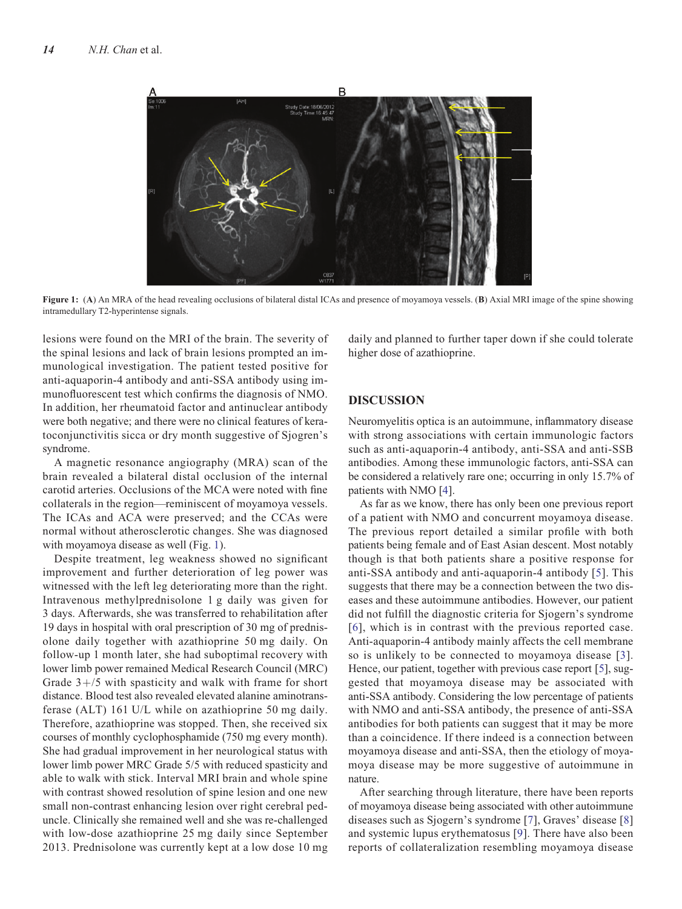**Figure 1:** (**A**) An MRA of the head revealing occlusions of bilateral distal ICAs and presence of moyamoya vessels. (**B**) Axial MRI image of the spine showing intramedullary T2-hyperintense signals.

lesions were found on the MRI of the brain. The severity of the spinal lesions and lack of brain lesions prompted an immunological investigation. The patient tested positive for anti-aquaporin-4 antibody and anti-SSA antibody using immunofluorescent test which confirms the diagnosis of NMO. In addition, her rheumatoid factor and antinuclear antibody were both negative; and there were no clinical features of keratoconjunctivitis sicca or dry month suggestive of Sjogren's syndrome.

A magnetic resonance angiography (MRA) scan of the brain revealed a bilateral distal occlusion of the internal carotid arteries. Occlusions of the MCA were noted with fine collaterals in the region—reminiscent of moyamoya vessels. The ICAs and ACA were preserved; and the CCAs were normal without atherosclerotic changes. She was diagnosed with moyamoya disease as well (Fig. 1).

Despite treatment, leg weakness showed no significant improvement and further deterioration of leg power was witnessed with the left leg deteriorating more than the right. Intravenous methylprednisolone 1 g daily was given for 3 days. Afterwards, she was transferred to rehabilitation after 19 days in hospital with oral prescription of 30 mg of prednisolone daily together with azathioprine 50 mg daily. On follow-up 1 month later, she had suboptimal recovery with lower limb power remained Medical Research Council (MRC) Grade 3+/5 with spasticity and walk with frame for short distance. Blood test also revealed elevated alanine aminotransferase (ALT) 161 U/L while on azathioprine 50 mg daily. Therefore, azathioprine was stopped. Then, she received six courses of monthly cyclophosphamide (750 mg every month). She had gradual improvement in her neurological status with lower limb power MRC Grade 5/5 with reduced spasticity and able to walk with stick. Interval MRI brain and whole spine with contrast showed resolution of spine lesion and one new small non-contrast enhancing lesion over right cerebral peduncle. Clinically she remained well and she was re-challenged with low-dose azathioprine 25 mg daily since September 2013. Prednisolone was currently kept at a low dose 10 mg daily and planned to further taper down if she could tolerate higher dose of azathioprine.

## DISCUSSION

Neuromyelitis optica is an autoimmune, inflammatory disease with strong associations with certain immunologic factors such as anti-aquaporin-4 antibody, anti-SSA and anti-SSB antibodies. Among these immunologic factors, anti-SSA can be considered a relatively rare one; occurring in only 15.7% of patients with NMO [4].

As far as we know, there has only been one previous report of a patient with NMO and concurrent moyamoya disease. The previous report detailed a similar profile with both patients being female and of East Asian descent. Most notably though is that both patients share a positive response for anti-SSA antibody and anti-aquaporin-4 antibody [5]. This suggests that there may be a connection between the two diseases and these autoimmune antibodies. However, our patient did not fulfill the diagnostic criteria for Sjogren's syndrome [6], which is in contrast with the previous reported case. Anti-aquaporin-4 antibody mainly affects the cell membrane so is unlikely to be connected to moyamoya disease [3]. Hence, our patient, together with previous case report [5], suggested that moyamoya disease may be associated with anti-SSA antibody. Considering the low percentage of patients with NMO and anti-SSA antibody, the presence of anti-SSA antibodies for both patients can suggest that it may be more than a coincidence. If there indeed is a connection between moyamoya disease and anti-SSA, then the etiology of moyamoya disease may be more suggestive of autoimmune in nature.

After searching through literature, there have been reports of moyamoya disease being associated with other autoimmune diseases such as Sjogern's syndrome [7], Graves' disease [8] and systemic lupus erythematosus [9]. There have also been reports of collateralization resembling moyamoya disease